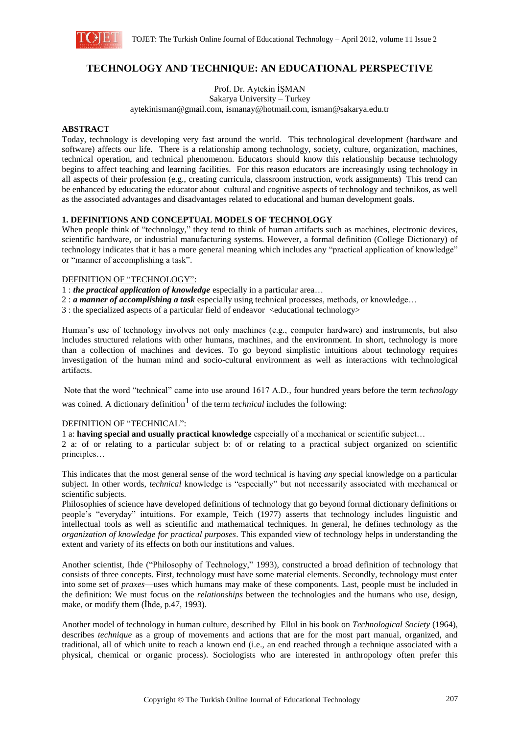# TECHNOLOGY AND TECHNIQUE: AN EDUCATIONAL PERSPECTIVE

Prof. Dr. Aytekin İŞMAN
Sakarya University – Turkey
aytekinisman@gmail.com, ismanay@hotmail.com, isman@sakarya.edu.tr

## ABSTRACT

Today, technology is developing very fast around the world. This technological development (hardware and software) affects our life. There is a relationship among technology, society, culture, organization, machines, technical operation, and technical phenomenon. Educators should know this relationship because technology begins to affect teaching and learning facilities. For this reason educators are increasingly using technology in all aspects of their profession (e.g., creating curricula, classroom instruction, work assignments) This trend can be enhanced by educating the educator about cultural and cognitive aspects of technology and technikos, as well as the associated advantages and disadvantages related to educational and human development goals.

## 1. DEFINITIONS AND CONCEPTUAL MODELS OF TECHNOLOGY

When people think of "technology," they tend to think of human artifacts such as machines, electronic devices, scientific hardware, or industrial manufacturing systems. However, a formal definition (College Dictionary) of technology indicates that it has a more general meaning which includes any "practical application of knowledge" or "manner of accomplishing a task".

DEFINITION OF "TECHNOLOGY":

1 : ***the practical application of knowledge*** especially in a particular area…
2 : ***a manner of accomplishing a task*** especially using technical processes, methods, or knowledge…
3 : the specialized aspects of a particular field of endeavor <educational technology>

Human's use of technology involves not only machines (e.g., computer hardware) and instruments, but also includes structured relations with other humans, machines, and the environment. In short, technology is more than a collection of machines and devices. To go beyond simplistic intuitions about technology requires investigation of the human mind and socio-cultural environment as well as interactions with technological artifacts.

Note that the word "technical" came into use around 1617 A.D., four hundred years before the term *technology* was coined. A dictionary definition[1] of the term *technical* includes the following:

DEFINITION OF "TECHNICAL":

1 a: **having special and usually practical knowledge** especially of a mechanical or scientific subject…
2 a: of or relating to a particular subject b: of or relating to a practical subject organized on scientific principles…

This indicates that the most general sense of the word technical is having *any* special knowledge on a particular subject. In other words, *technical* knowledge is "especially" but not necessarily associated with mechanical or scientific subjects.
Philosophies of science have developed definitions of technology that go beyond formal dictionary definitions or people's "everyday" intuitions. For example, Teich (1977) asserts that technology includes linguistic and intellectual tools as well as scientific and mathematical techniques. In general, he defines technology as the *organization of knowledge for practical purposes*. This expanded view of technology helps in understanding the extent and variety of its effects on both our institutions and values.

Another scientist, Ihde ("Philosophy of Technology," 1993), constructed a broad definition of technology that consists of three concepts. First, technology must have some material elements. Secondly, technology must enter into some set of *praxes*—uses which humans may make of these components. Last, people must be included in the definition: We must focus on the *relationships* between the technologies and the humans who use, design, make, or modify them (İhde, p.47, 1993).

Another model of technology in human culture, described by Ellul in his book on *Technological Society* (1964), describes *technique* as a group of movements and actions that are for the most part manual, organized, and traditional, all of which unite to reach a known end (i.e., an end reached through a technique associated with a physical, chemical or organic process). Sociologists who are interested in anthropology often prefer this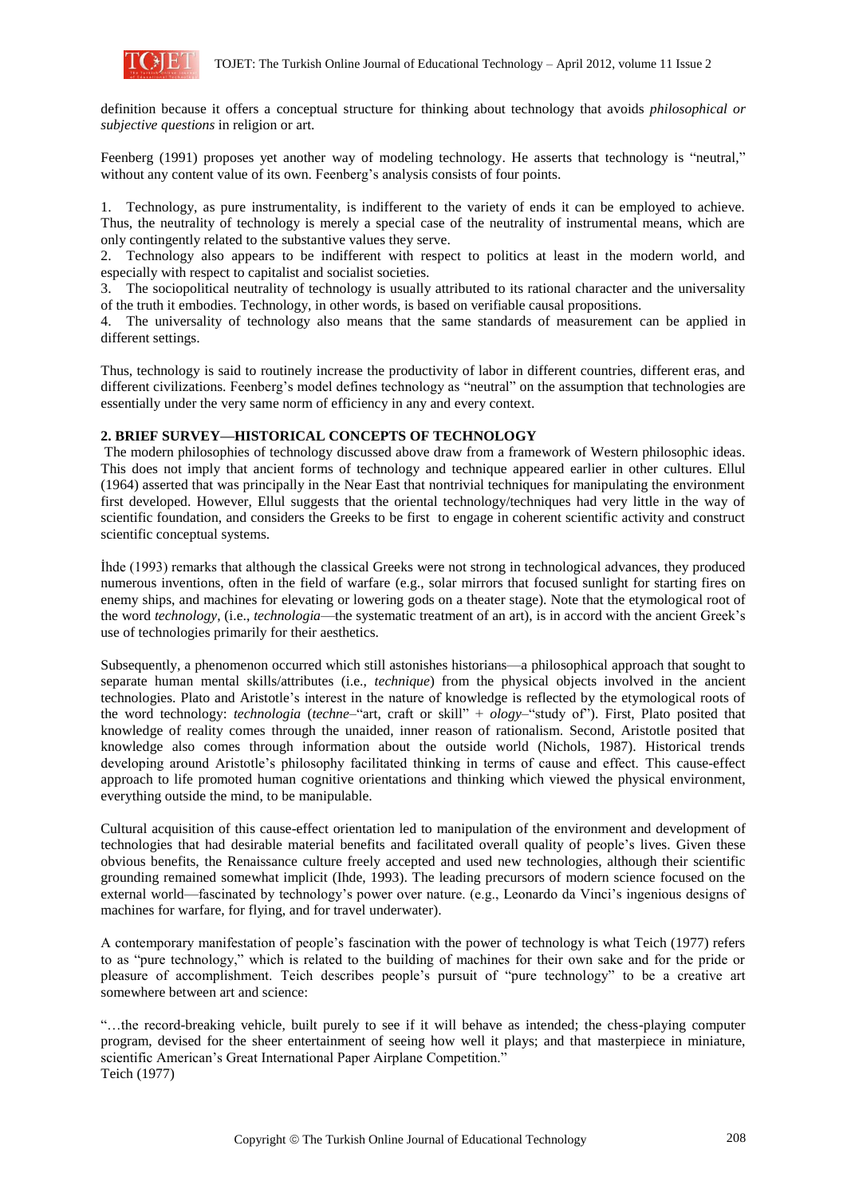definition because it offers a conceptual structure for thinking about technology that avoids *philosophical or subjective questions* in religion or art.

Feenberg (1991) proposes yet another way of modeling technology. He asserts that technology is "neutral," without any content value of its own. Feenberg's analysis consists of four points.

1. Technology, as pure instrumentality, is indifferent to the variety of ends it can be employed to achieve. Thus, the neutrality of technology is merely a special case of the neutrality of instrumental means, which are only contingently related to the substantive values they serve.
2. Technology also appears to be indifferent with respect to politics at least in the modern world, and especially with respect to capitalist and socialist societies.
3. The sociopolitical neutrality of technology is usually attributed to its rational character and the universality of the truth it embodies. Technology, in other words, is based on verifiable causal propositions.
4. The universality of technology also means that the same standards of measurement can be applied in different settings.

Thus, technology is said to routinely increase the productivity of labor in different countries, different eras, and different civilizations. Feenberg's model defines technology as "neutral" on the assumption that technologies are essentially under the very same norm of efficiency in any and every context.

## 2. BRIEF SURVEY—HISTORICAL CONCEPTS OF TECHNOLOGY

The modern philosophies of technology discussed above draw from a framework of Western philosophic ideas. This does not imply that ancient forms of technology and technique appeared earlier in other cultures. Ellul (1964) asserted that was principally in the Near East that nontrivial techniques for manipulating the environment first developed. However, Ellul suggests that the oriental technology/techniques had very little in the way of scientific foundation, and considers the Greeks to be first to engage in coherent scientific activity and construct scientific conceptual systems.

İhde (1993) remarks that although the classical Greeks were not strong in technological advances, they produced numerous inventions, often in the field of warfare (e.g., solar mirrors that focused sunlight for starting fires on enemy ships, and machines for elevating or lowering gods on a theater stage). Note that the etymological root of the word *technology*, (i.e., *technologia*—the systematic treatment of an art), is in accord with the ancient Greek's use of technologies primarily for their aesthetics.

Subsequently, a phenomenon occurred which still astonishes historians—a philosophical approach that sought to separate human mental skills/attributes (i.e., *technique*) from the physical objects involved in the ancient technologies. Plato and Aristotle's interest in the nature of knowledge is reflected by the etymological roots of the word technology: *technologia* (*techne*–"art, craft or skill" + *ology*–"study of"). First, Plato posited that knowledge of reality comes through the unaided, inner reason of rationalism. Second, Aristotle posited that knowledge also comes through information about the outside world (Nichols, 1987). Historical trends developing around Aristotle's philosophy facilitated thinking in terms of cause and effect. This cause-effect approach to life promoted human cognitive orientations and thinking which viewed the physical environment, everything outside the mind, to be manipulable.

Cultural acquisition of this cause-effect orientation led to manipulation of the environment and development of technologies that had desirable material benefits and facilitated overall quality of people's lives. Given these obvious benefits, the Renaissance culture freely accepted and used new technologies, although their scientific grounding remained somewhat implicit (Ihde, 1993). The leading precursors of modern science focused on the external world—fascinated by technology's power over nature. (e.g., Leonardo da Vinci's ingenious designs of machines for warfare, for flying, and for travel underwater).

A contemporary manifestation of people's fascination with the power of technology is what Teich (1977) refers to as "pure technology," which is related to the building of machines for their own sake and for the pride or pleasure of accomplishment. Teich describes people's pursuit of "pure technology" to be a creative art somewhere between art and science:

"…the record-breaking vehicle, built purely to see if it will behave as intended; the chess-playing computer program, devised for the sheer entertainment of seeing how well it plays; and that masterpiece in miniature, scientific American's Great International Paper Airplane Competition."
Teich (1977)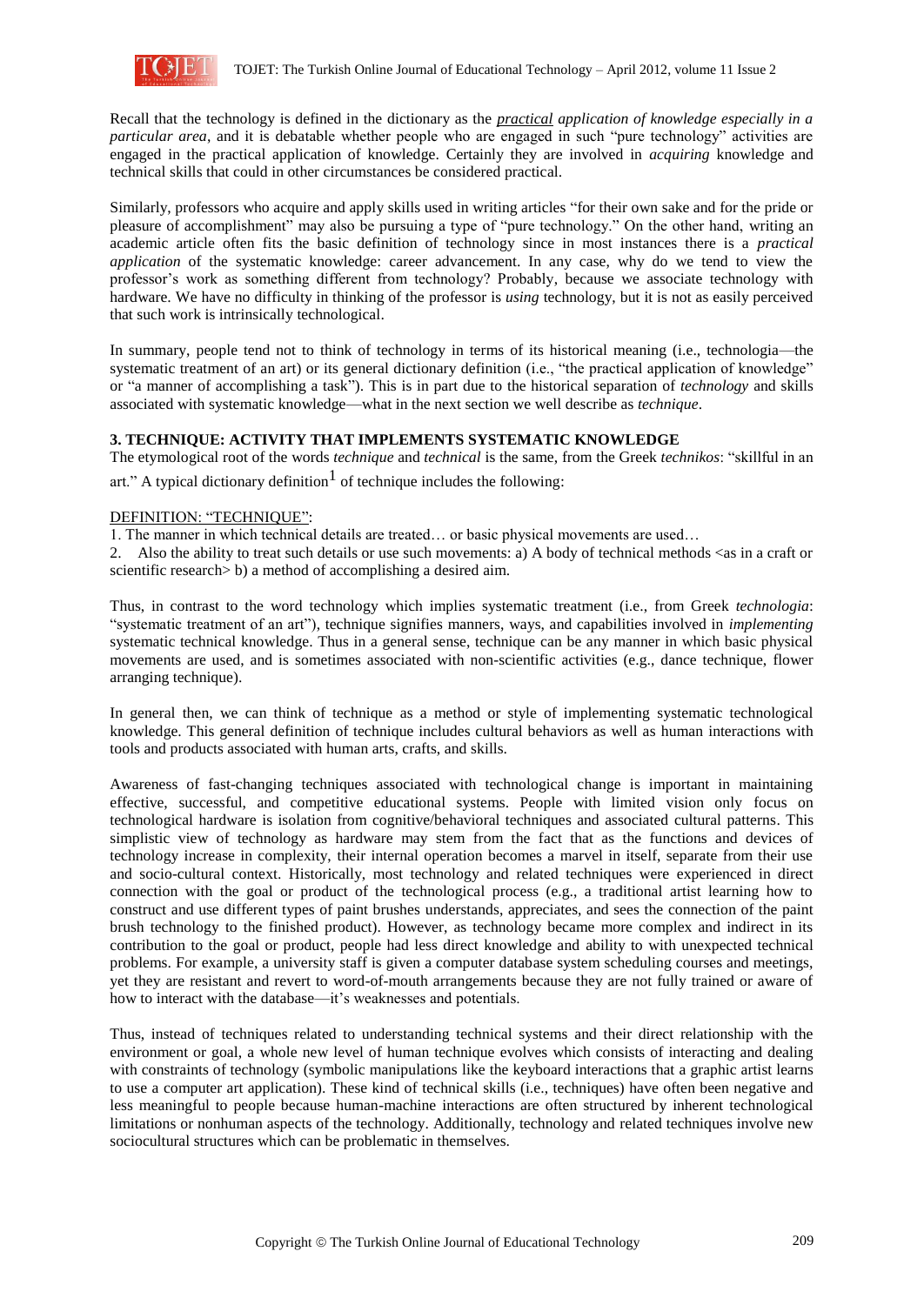Recall that the technology is defined in the dictionary as the *practical application of knowledge especially in a particular area*, and it is debatable whether people who are engaged in such "pure technology" activities are engaged in the practical application of knowledge. Certainly they are involved in *acquiring* knowledge and technical skills that could in other circumstances be considered practical.

Similarly, professors who acquire and apply skills used in writing articles "for their own sake and for the pride or pleasure of accomplishment" may also be pursuing a type of "pure technology." On the other hand, writing an academic article often fits the basic definition of technology since in most instances there is a *practical application* of the systematic knowledge: career advancement. In any case, why do we tend to view the professor's work as something different from technology? Probably, because we associate technology with hardware. We have no difficulty in thinking of the professor is *using* technology, but it is not as easily perceived that such work is intrinsically technological.

In summary, people tend not to think of technology in terms of its historical meaning (i.e., technologia—the systematic treatment of an art) or its general dictionary definition (i.e., "the practical application of knowledge" or "a manner of accomplishing a task"). This is in part due to the historical separation of *technology* and skills associated with systematic knowledge—what in the next section we well describe as *technique*.

## 3. TECHNIQUE: ACTIVITY THAT IMPLEMENTS SYSTEMATIC KNOWLEDGE

The etymological root of the words *technique* and *technical* is the same, from the Greek *technikos*: "skillful in an art." A typical dictionary definition[1] of technique includes the following:

DEFINITION: "TECHNIQUE":

1. The manner in which technical details are treated… or basic physical movements are used…
2. Also the ability to treat such details or use such movements: a) A body of technical methods <as in a craft or scientific research> b) a method of accomplishing a desired aim.

Thus, in contrast to the word technology which implies systematic treatment (i.e., from Greek *technologia*: "systematic treatment of an art"), technique signifies manners, ways, and capabilities involved in *implementing* systematic technical knowledge. Thus in a general sense, technique can be any manner in which basic physical movements are used, and is sometimes associated with non-scientific activities (e.g., dance technique, flower arranging technique).

In general then, we can think of technique as a method or style of implementing systematic technological knowledge. This general definition of technique includes cultural behaviors as well as human interactions with tools and products associated with human arts, crafts, and skills.

Awareness of fast-changing techniques associated with technological change is important in maintaining effective, successful, and competitive educational systems. People with limited vision only focus on technological hardware is isolation from cognitive/behavioral techniques and associated cultural patterns. This simplistic view of technology as hardware may stem from the fact that as the functions and devices of technology increase in complexity, their internal operation becomes a marvel in itself, separate from their use and socio-cultural context. Historically, most technology and related techniques were experienced in direct connection with the goal or product of the technological process (e.g., a traditional artist learning how to construct and use different types of paint brushes understands, appreciates, and sees the connection of the paint brush technology to the finished product). However, as technology became more complex and indirect in its contribution to the goal or product, people had less direct knowledge and ability to with unexpected technical problems. For example, a university staff is given a computer database system scheduling courses and meetings, yet they are resistant and revert to word-of-mouth arrangements because they are not fully trained or aware of how to interact with the database—it's weaknesses and potentials.

Thus, instead of techniques related to understanding technical systems and their direct relationship with the environment or goal, a whole new level of human technique evolves which consists of interacting and dealing with constraints of technology (symbolic manipulations like the keyboard interactions that a graphic artist learns to use a computer art application). These kind of technical skills (i.e., techniques) have often been negative and less meaningful to people because human-machine interactions are often structured by inherent technological limitations or nonhuman aspects of the technology. Additionally, technology and related techniques involve new sociocultural structures which can be problematic in themselves.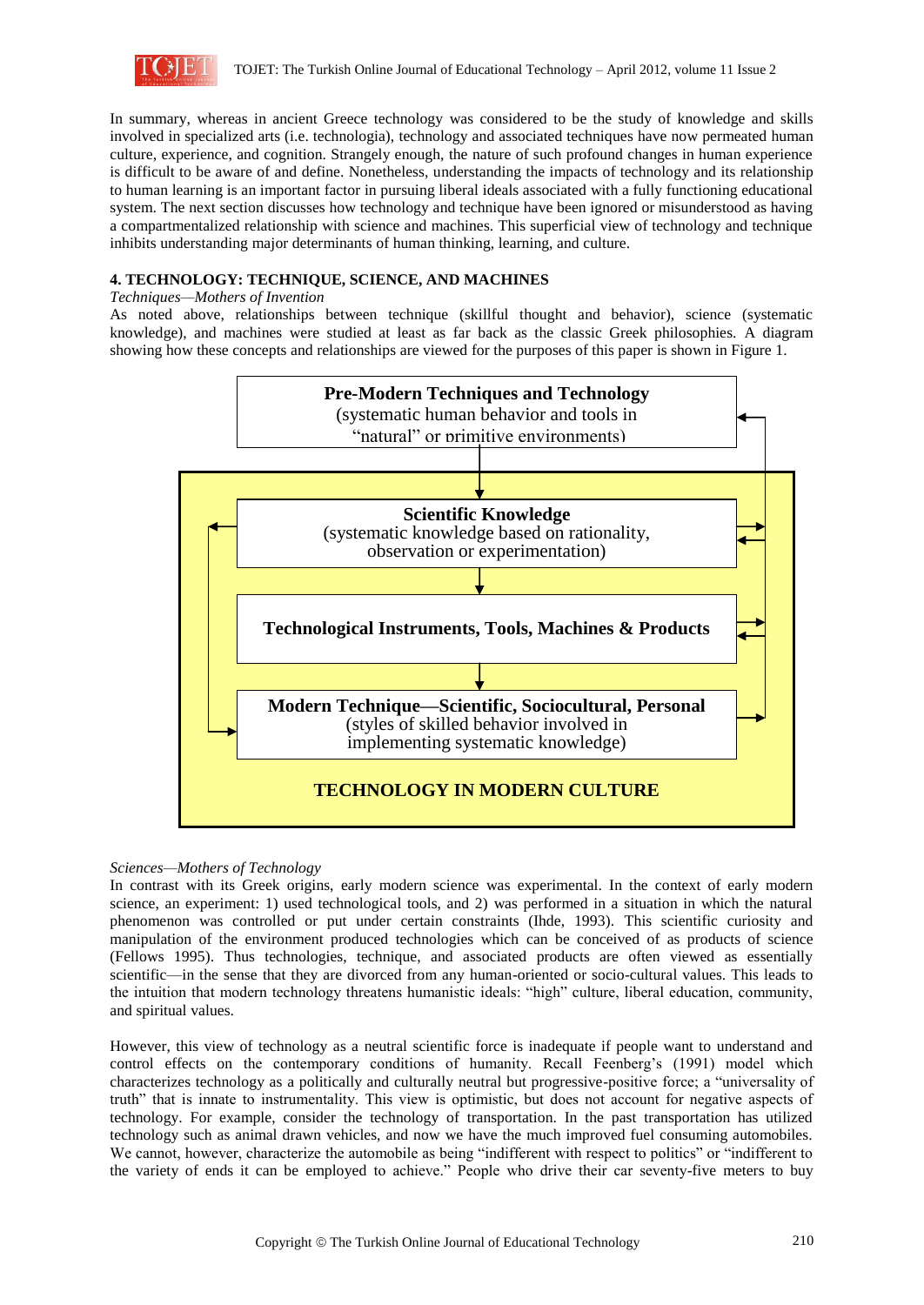In summary, whereas in ancient Greece technology was considered to be the study of knowledge and skills involved in specialized arts (i.e. technologia), technology and associated techniques have now permeated human culture, experience, and cognition. Strangely enough, the nature of such profound changes in human experience is difficult to be aware of and define. Nonetheless, understanding the impacts of technology and its relationship to human learning is an important factor in pursuing liberal ideals associated with a fully functioning educational system. The next section discusses how technology and technique have been ignored or misunderstood as having a compartmentalized relationship with science and machines. This superficial view of technology and technique inhibits understanding major determinants of human thinking, learning, and culture.

### 4. TECHNOLOGY: TECHNIQUE, SCIENCE, AND MACHINES

*Techniques—Mothers of Invention*

As noted above, relationships between technique (skillful thought and behavior), science (systematic knowledge), and machines were studied at least as far back as the classic Greek philosophies. A diagram showing how these concepts and relationships are viewed for the purposes of this paper is shown in Figure 1.

**Pre-Modern Techniques and Technology**
(systematic human behavior and tools in "natural" or primitive environments)

**Scientific Knowledge**
(systematic knowledge based on rationality, observation or experimentation)

**Technological Instruments, Tools, Machines & Products**

**Modern Technique—Scientific, Sociocultural, Personal**
(styles of skilled behavior involved in implementing systematic knowledge)

**TECHNOLOGY IN MODERN CULTURE**

*Sciences—Mothers of Technology*

In contrast with its Greek origins, early modern science was experimental. In the context of early modern science, an experiment: 1) used technological tools, and 2) was performed in a situation in which the natural phenomenon was controlled or put under certain constraints (Ihde, 1993). This scientific curiosity and manipulation of the environment produced technologies which can be conceived of as products of science (Fellows 1995). Thus technologies, technique, and associated products are often viewed as essentially scientific—in the sense that they are divorced from any human-oriented or socio-cultural values. This leads to the intuition that modern technology threatens humanistic ideals: "high" culture, liberal education, community, and spiritual values.

However, this view of technology as a neutral scientific force is inadequate if people want to understand and control effects on the contemporary conditions of humanity. Recall Feenberg's (1991) model which characterizes technology as a politically and culturally neutral but progressive-positive force; a "universality of truth" that is innate to instrumentality. This view is optimistic, but does not account for negative aspects of technology. For example, consider the technology of transportation. In the past transportation has utilized technology such as animal drawn vehicles, and now we have the much improved fuel consuming automobiles. We cannot, however, characterize the automobile as being "indifferent with respect to politics" or "indifferent to the variety of ends it can be employed to achieve." People who drive their car seventy-five meters to buy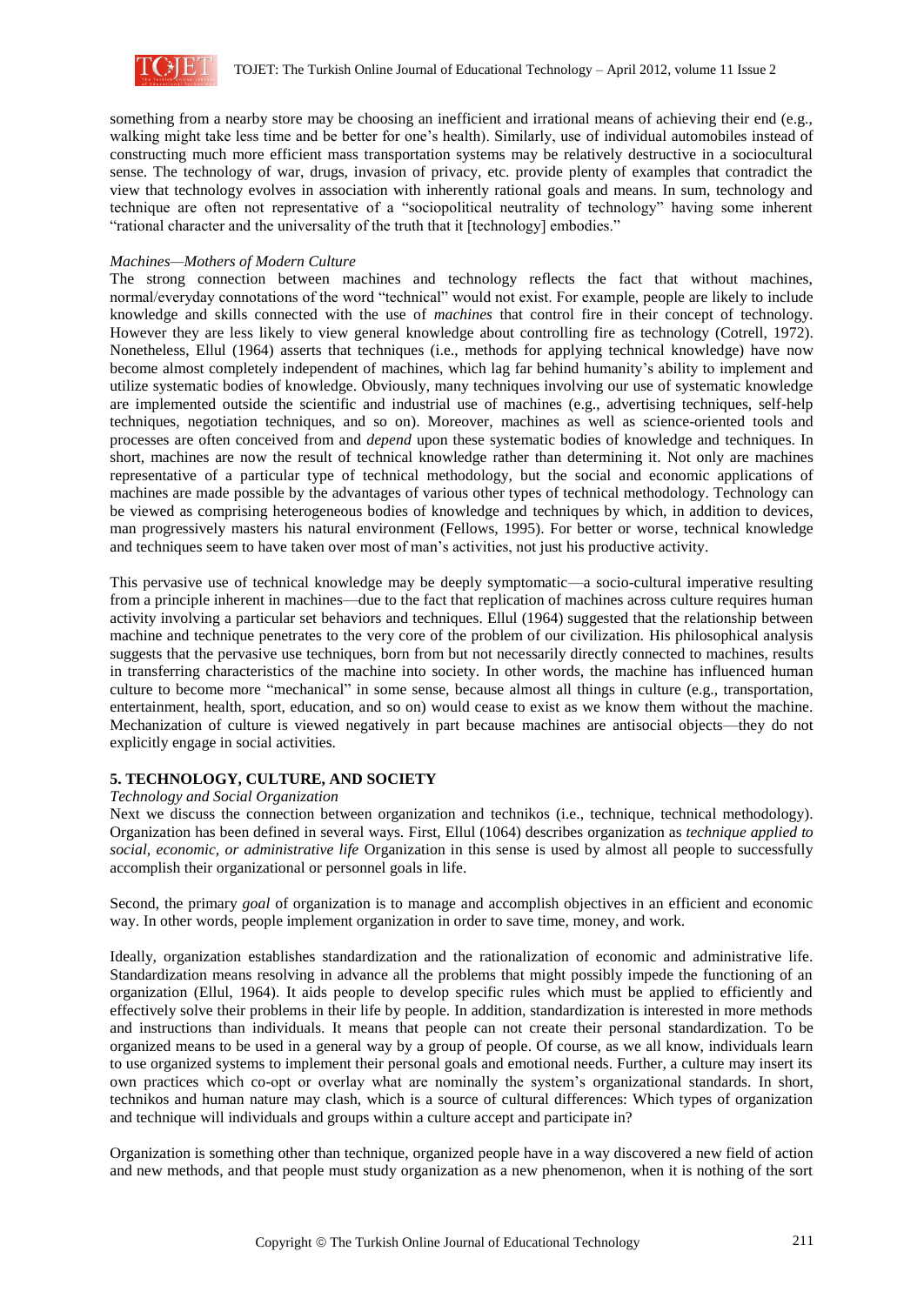something from a nearby store may be choosing an inefficient and irrational means of achieving their end (e.g., walking might take less time and be better for one's health). Similarly, use of individual automobiles instead of constructing much more efficient mass transportation systems may be relatively destructive in a sociocultural sense. The technology of war, drugs, invasion of privacy, etc. provide plenty of examples that contradict the view that technology evolves in association with inherently rational goals and means. In sum, technology and technique are often not representative of a "sociopolitical neutrality of technology" having some inherent "rational character and the universality of the truth that it [technology] embodies."

*Machines—Mothers of Modern Culture*

The strong connection between machines and technology reflects the fact that without machines, normal/everyday connotations of the word "technical" would not exist. For example, people are likely to include knowledge and skills connected with the use of *machines* that control fire in their concept of technology. However they are less likely to view general knowledge about controlling fire as technology (Cotrell, 1972). Nonetheless, Ellul (1964) asserts that techniques (i.e., methods for applying technical knowledge) have now become almost completely independent of machines, which lag far behind humanity's ability to implement and utilize systematic bodies of knowledge. Obviously, many techniques involving our use of systematic knowledge are implemented outside the scientific and industrial use of machines (e.g., advertising techniques, self-help techniques, negotiation techniques, and so on). Moreover, machines as well as science-oriented tools and processes are often conceived from and *depend* upon these systematic bodies of knowledge and techniques. In short, machines are now the result of technical knowledge rather than determining it. Not only are machines representative of a particular type of technical methodology, but the social and economic applications of machines are made possible by the advantages of various other types of technical methodology. Technology can be viewed as comprising heterogeneous bodies of knowledge and techniques by which, in addition to devices, man progressively masters his natural environment (Fellows, 1995). For better or worse, technical knowledge and techniques seem to have taken over most of man's activities, not just his productive activity.

This pervasive use of technical knowledge may be deeply symptomatic—a socio-cultural imperative resulting from a principle inherent in machines—due to the fact that replication of machines across culture requires human activity involving a particular set behaviors and techniques. Ellul (1964) suggested that the relationship between machine and technique penetrates to the very core of the problem of our civilization. His philosophical analysis suggests that the pervasive use techniques, born from but not necessarily directly connected to machines, results in transferring characteristics of the machine into society. In other words, the machine has influenced human culture to become more "mechanical" in some sense, because almost all things in culture (e.g., transportation, entertainment, health, sport, education, and so on) would cease to exist as we know them without the machine. Mechanization of culture is viewed negatively in part because machines are antisocial objects—they do not explicitly engage in social activities.

## 5. TECHNOLOGY, CULTURE, AND SOCIETY

*Technology and Social Organization*

Next we discuss the connection between organization and technikos (i.e., technique, technical methodology). Organization has been defined in several ways. First, Ellul (1064) describes organization as *technique applied to social, economic, or administrative life* Organization in this sense is used by almost all people to successfully accomplish their organizational or personnel goals in life.

Second, the primary *goal* of organization is to manage and accomplish objectives in an efficient and economic way. In other words, people implement organization in order to save time, money, and work.

Ideally, organization establishes standardization and the rationalization of economic and administrative life. Standardization means resolving in advance all the problems that might possibly impede the functioning of an organization (Ellul, 1964). It aids people to develop specific rules which must be applied to efficiently and effectively solve their problems in their life by people. In addition, standardization is interested in more methods and instructions than individuals. It means that people can not create their personal standardization. To be organized means to be used in a general way by a group of people. Of course, as we all know, individuals learn to use organized systems to implement their personal goals and emotional needs. Further, a culture may insert its own practices which co-opt or overlay what are nominally the system's organizational standards. In short, technikos and human nature may clash, which is a source of cultural differences: Which types of organization and technique will individuals and groups within a culture accept and participate in?

Organization is something other than technique, organized people have in a way discovered a new field of action and new methods, and that people must study organization as a new phenomenon, when it is nothing of the sort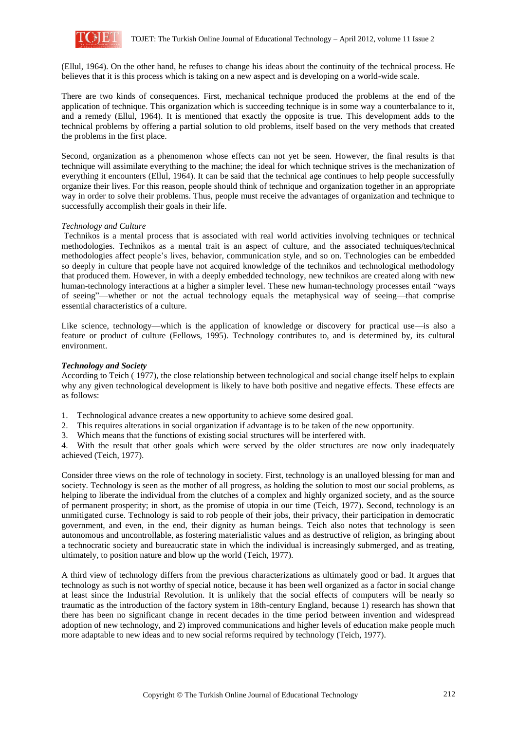(Ellul, 1964). On the other hand, he refuses to change his ideas about the continuity of the technical process. He believes that it is this process which is taking on a new aspect and is developing on a world-wide scale.

There are two kinds of consequences. First, mechanical technique produced the problems at the end of the application of technique. This organization which is succeeding technique is in some way a counterbalance to it, and a remedy (Ellul, 1964). It is mentioned that exactly the opposite is true. This development adds to the technical problems by offering a partial solution to old problems, itself based on the very methods that created the problems in the first place.

Second, organization as a phenomenon whose effects can not yet be seen. However, the final results is that technique will assimilate everything to the machine; the ideal for which technique strives is the mechanization of everything it encounters (Ellul, 1964). It can be said that the technical age continues to help people successfully organize their lives. For this reason, people should think of technique and organization together in an appropriate way in order to solve their problems. Thus, people must receive the advantages of organization and technique to successfully accomplish their goals in their life.

*Technology and Culture*

Technikos is a mental process that is associated with real world activities involving techniques or technical methodologies. Technikos as a mental trait is an aspect of culture, and the associated techniques/technical methodologies affect people's lives, behavior, communication style, and so on. Technologies can be embedded so deeply in culture that people have not acquired knowledge of the technikos and technological methodology that produced them. However, in with a deeply embedded technology, new technikos are created along with new human-technology interactions at a higher a simpler level. These new human-technology processes entail "ways of seeing"—whether or not the actual technology equals the metaphysical way of seeing—that comprise essential characteristics of a culture.

Like science, technology—which is the application of knowledge or discovery for practical use—is also a feature or product of culture (Fellows, 1995). Technology contributes to, and is determined by, its cultural environment.

***Technology and Society***

According to Teich ( 1977), the close relationship between technological and social change itself helps to explain why any given technological development is likely to have both positive and negative effects. These effects are as follows:

1. Technological advance creates a new opportunity to achieve some desired goal.
2. This requires alterations in social organization if advantage is to be taken of the new opportunity.
3. Which means that the functions of existing social structures will be interfered with.
4. With the result that other goals which were served by the older structures are now only inadequately achieved (Teich, 1977).

Consider three views on the role of technology in society. First, technology is an unalloyed blessing for man and society. Technology is seen as the mother of all progress, as holding the solution to most our social problems, as helping to liberate the individual from the clutches of a complex and highly organized society, and as the source of permanent prosperity; in short, as the promise of utopia in our time (Teich, 1977). Second, technology is an unmitigated curse. Technology is said to rob people of their jobs, their privacy, their participation in democratic government, and even, in the end, their dignity as human beings. Teich also notes that technology is seen autonomous and uncontrollable, as fostering materialistic values and as destructive of religion, as bringing about a technocratic society and bureaucratic state in which the individual is increasingly submerged, and as treating, ultimately, to position nature and blow up the world (Teich, 1977).

A third view of technology differs from the previous characterizations as ultimately good or bad. It argues that technology as such is not worthy of special notice, because it has been well organized as a factor in social change at least since the Industrial Revolution. It is unlikely that the social effects of computers will be nearly so traumatic as the introduction of the factory system in 18th-century England, because 1) research has shown that there has been no significant change in recent decades in the time period between invention and widespread adoption of new technology, and 2) improved communications and higher levels of education make people much more adaptable to new ideas and to new social reforms required by technology (Teich, 1977).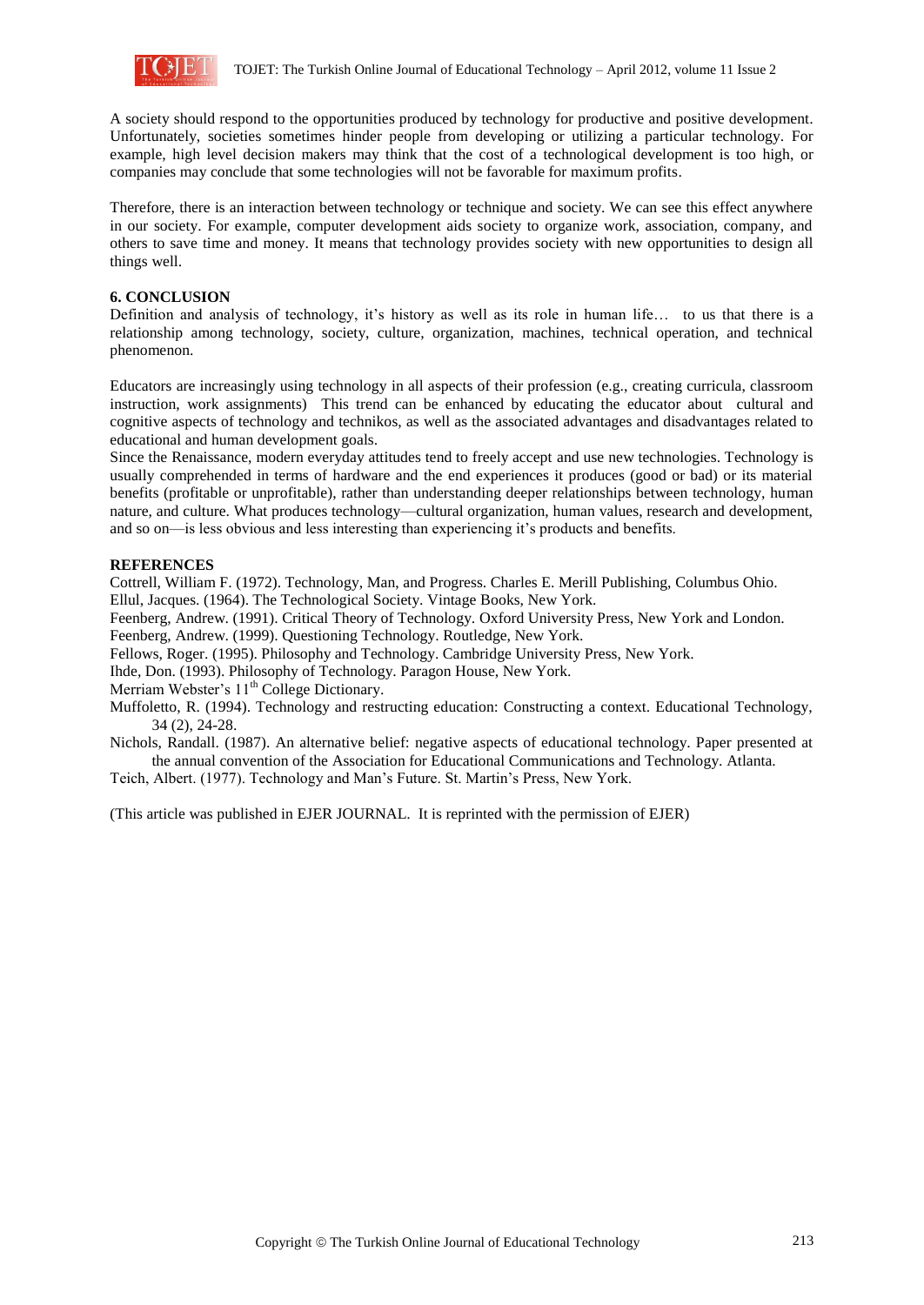A society should respond to the opportunities produced by technology for productive and positive development. Unfortunately, societies sometimes hinder people from developing or utilizing a particular technology. For example, high level decision makers may think that the cost of a technological development is too high, or companies may conclude that some technologies will not be favorable for maximum profits.

Therefore, there is an interaction between technology or technique and society. We can see this effect anywhere in our society. For example, computer development aids society to organize work, association, company, and others to save time and money. It means that technology provides society with new opportunities to design all things well.

### 6. CONCLUSION

Definition and analysis of technology, it's history as well as its role in human life… to us that there is a relationship among technology, society, culture, organization, machines, technical operation, and technical phenomenon.

Educators are increasingly using technology in all aspects of their profession (e.g., creating curricula, classroom instruction, work assignments) This trend can be enhanced by educating the educator about cultural and cognitive aspects of technology and technikos, as well as the associated advantages and disadvantages related to educational and human development goals.

Since the Renaissance, modern everyday attitudes tend to freely accept and use new technologies. Technology is usually comprehended in terms of hardware and the end experiences it produces (good or bad) or its material benefits (profitable or unprofitable), rather than understanding deeper relationships between technology, human nature, and culture. What produces technology—cultural organization, human values, research and development, and so on—is less obvious and less interesting than experiencing it's products and benefits.

### REFERENCES

Cottrell, William F. (1972). Technology, Man, and Progress. Charles E. Merill Publishing, Columbus Ohio.

Ellul, Jacques. (1964). The Technological Society. Vintage Books, New York.

Feenberg, Andrew. (1991). Critical Theory of Technology. Oxford University Press, New York and London.

Feenberg, Andrew. (1999). Questioning Technology. Routledge, New York.

Fellows, Roger. (1995). Philosophy and Technology. Cambridge University Press, New York.

Ihde, Don. (1993). Philosophy of Technology. Paragon House, New York.

Merriam Webster's 11th College Dictionary.

Muffoletto, R. (1994). Technology and restructing education: Constructing a context. Educational Technology, 34 (2), 24-28.

Nichols, Randall. (1987). An alternative belief: negative aspects of educational technology. Paper presented at the annual convention of the Association for Educational Communications and Technology. Atlanta.

Teich, Albert. (1977). Technology and Man's Future. St. Martin's Press, New York.

(This article was published in EJER JOURNAL. It is reprinted with the permission of EJER)